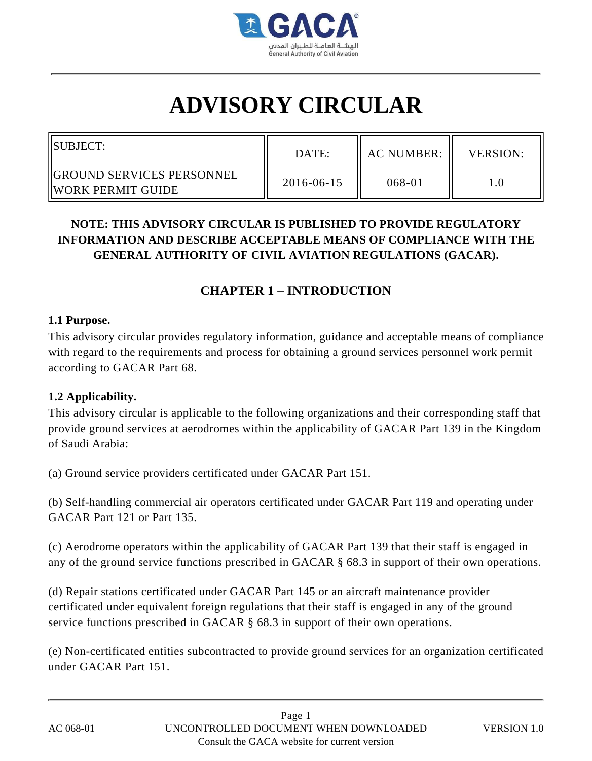# ADVISORY CIRCULAR

| SUBJECT: GROUND SERVICES PERSONNEL WORK PERMIT GUIDE | DATE: 2016-06-15 | AC NUMBER: 068-01 | VERSION: 1.0 |
|---|---|---|---|

**NOTE: THIS ADVISORY CIRCULAR IS PUBLISHED TO PROVIDE REGULATORY INFORMATION AND DESCRIBE ACCEPTABLE MEANS OF COMPLIANCE WITH THE GENERAL AUTHORITY OF CIVIL AVIATION REGULATIONS (GACAR).**

## CHAPTER 1 – INTRODUCTION

### 1.1 Purpose.

This advisory circular provides regulatory information, guidance and acceptable means of compliance with regard to the requirements and process for obtaining a ground services personnel work permit according to GACAR Part 68.

### 1.2 Applicability.

This advisory circular is applicable to the following organizations and their corresponding staff that provide ground services at aerodromes within the applicability of GACAR Part 139 in the Kingdom of Saudi Arabia:

(a) Ground service providers certificated under GACAR Part 151.

(b) Self-handling commercial air operators certificated under GACAR Part 119 and operating under GACAR Part 121 or Part 135.

(c) Aerodrome operators within the applicability of GACAR Part 139 that their staff is engaged in any of the ground service functions prescribed in GACAR § 68.3 in support of their own operations.

(d) Repair stations certificated under GACAR Part 145 or an aircraft maintenance provider certificated under equivalent foreign regulations that their staff is engaged in any of the ground service functions prescribed in GACAR § 68.3 in support of their own operations.

(e) Non-certificated entities subcontracted to provide ground services for an organization certificated under GACAR Part 151.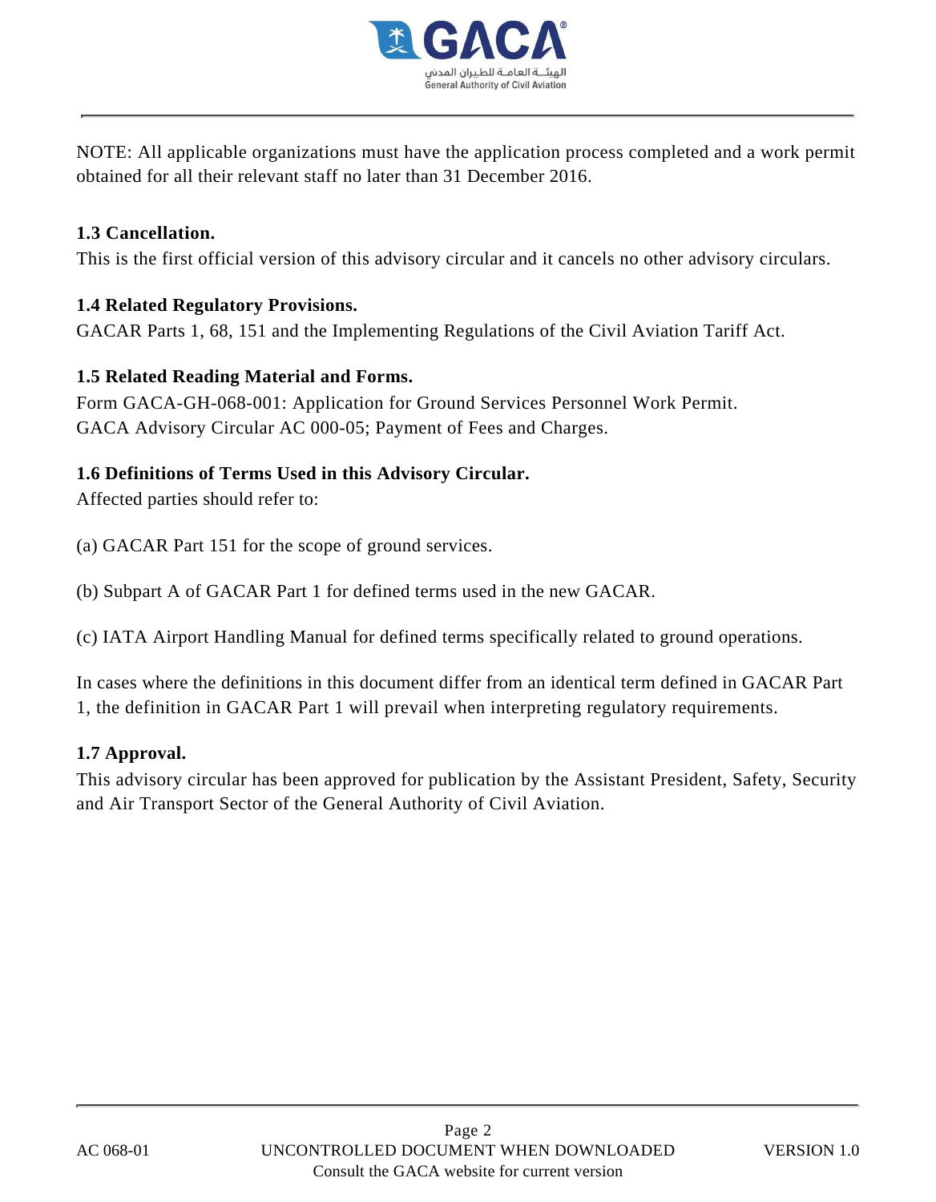NOTE: All applicable organizations must have the application process completed and a work permit obtained for all their relevant staff no later than 31 December 2016.

### 1.3 Cancellation.

This is the first official version of this advisory circular and it cancels no other advisory circulars.

### 1.4 Related Regulatory Provisions.

GACAR Parts 1, 68, 151 and the Implementing Regulations of the Civil Aviation Tariff Act.

### 1.5 Related Reading Material and Forms.

Form GACA-GH-068-001: Application for Ground Services Personnel Work Permit.
GACA Advisory Circular AC 000-05; Payment of Fees and Charges.

### 1.6 Definitions of Terms Used in this Advisory Circular.

Affected parties should refer to:

(a) GACAR Part 151 for the scope of ground services.

(b) Subpart A of GACAR Part 1 for defined terms used in the new GACAR.

(c) IATA Airport Handling Manual for defined terms specifically related to ground operations.

In cases where the definitions in this document differ from an identical term defined in GACAR Part 1, the definition in GACAR Part 1 will prevail when interpreting regulatory requirements.

### 1.7 Approval.

This advisory circular has been approved for publication by the Assistant President, Safety, Security and Air Transport Sector of the General Authority of Civil Aviation.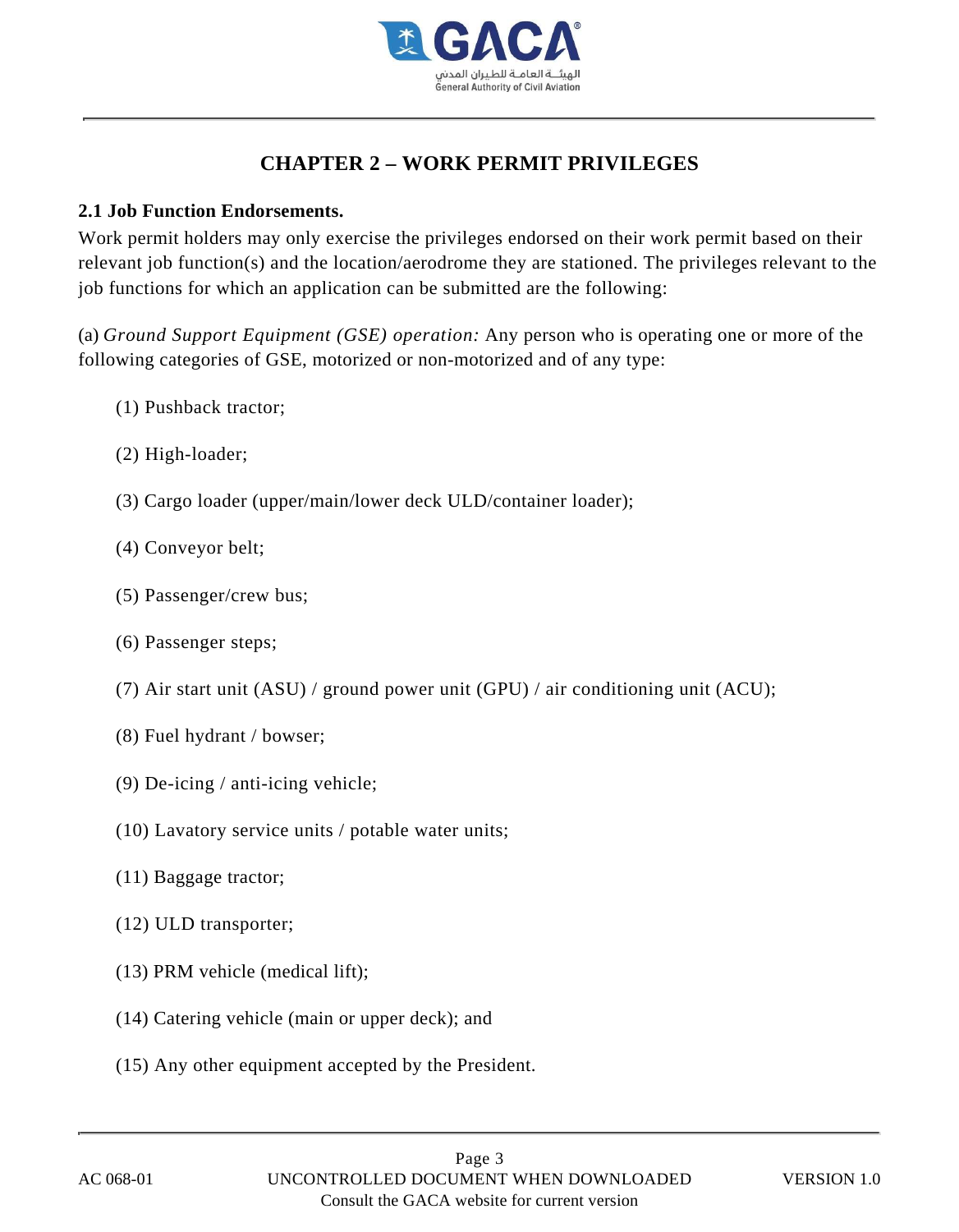# CHAPTER 2 – WORK PERMIT PRIVILEGES

### 2.1 Job Function Endorsements.

Work permit holders may only exercise the privileges endorsed on their work permit based on their relevant job function(s) and the location/aerodrome they are stationed. The privileges relevant to the job functions for which an application can be submitted are the following:

(a) *Ground Support Equipment (GSE) operation:* Any person who is operating one or more of the following categories of GSE, motorized or non-motorized and of any type:

(1) Pushback tractor;

(2) High-loader;

(3) Cargo loader (upper/main/lower deck ULD/container loader);

(4) Conveyor belt;

(5) Passenger/crew bus;

(6) Passenger steps;

(7) Air start unit (ASU) / ground power unit (GPU) / air conditioning unit (ACU);

(8) Fuel hydrant / bowser;

(9) De-icing / anti-icing vehicle;

(10) Lavatory service units / potable water units;

(11) Baggage tractor;

(12) ULD transporter;

(13) PRM vehicle (medical lift);

(14) Catering vehicle (main or upper deck); and

(15) Any other equipment accepted by the President.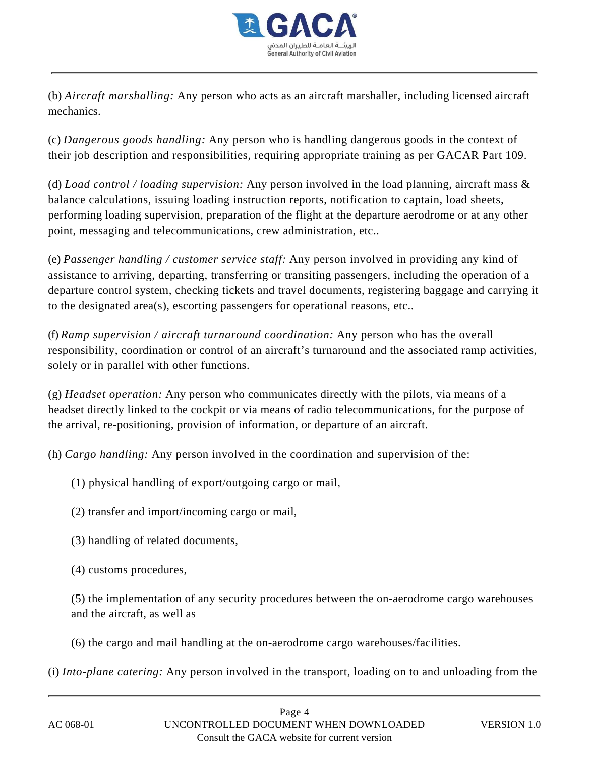(b) *Aircraft marshalling:* Any person who acts as an aircraft marshaller, including licensed aircraft mechanics.

(c) *Dangerous goods handling:* Any person who is handling dangerous goods in the context of their job description and responsibilities, requiring appropriate training as per GACAR Part 109.

(d) *Load control / loading supervision:* Any person involved in the load planning, aircraft mass & balance calculations, issuing loading instruction reports, notification to captain, load sheets, performing loading supervision, preparation of the flight at the departure aerodrome or at any other point, messaging and telecommunications, crew administration, etc..

(e) *Passenger handling / customer service staff:* Any person involved in providing any kind of assistance to arriving, departing, transferring or transiting passengers, including the operation of a departure control system, checking tickets and travel documents, registering baggage and carrying it to the designated area(s), escorting passengers for operational reasons, etc..

(f) *Ramp supervision / aircraft turnaround coordination:* Any person who has the overall responsibility, coordination or control of an aircraft's turnaround and the associated ramp activities, solely or in parallel with other functions.

(g) *Headset operation:* Any person who communicates directly with the pilots, via means of a headset directly linked to the cockpit or via means of radio telecommunications, for the purpose of the arrival, re-positioning, provision of information, or departure of an aircraft.

(h) *Cargo handling:* Any person involved in the coordination and supervision of the:

(1) physical handling of export/outgoing cargo or mail,

(2) transfer and import/incoming cargo or mail,

(3) handling of related documents,

(4) customs procedures,

(5) the implementation of any security procedures between the on-aerodrome cargo warehouses and the aircraft, as well as

(6) the cargo and mail handling at the on-aerodrome cargo warehouses/facilities.

(i) *Into-plane catering:* Any person involved in the transport, loading on to and unloading from the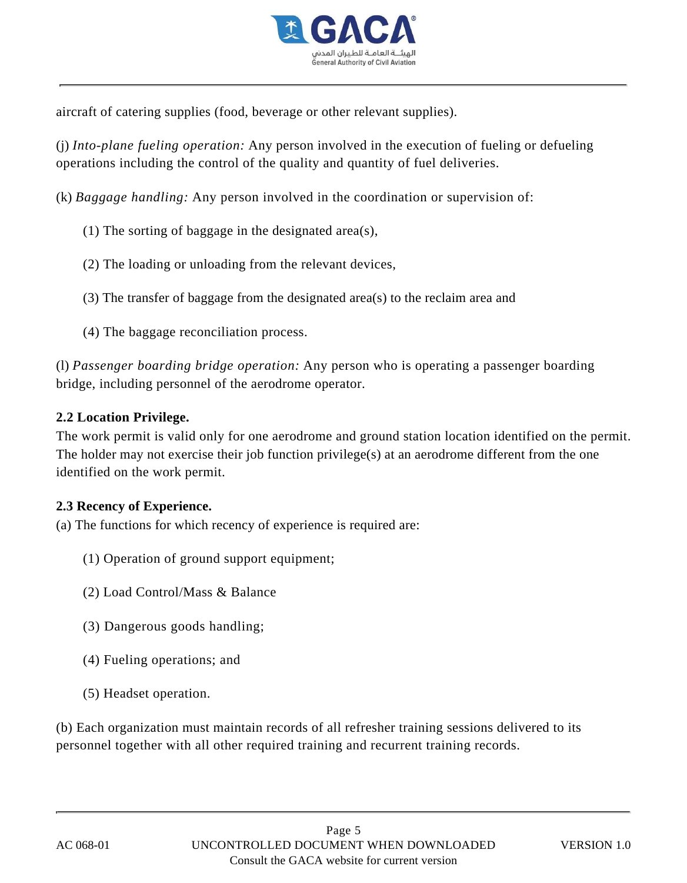aircraft of catering supplies (food, beverage or other relevant supplies).

(j) *Into-plane fueling operation:* Any person involved in the execution of fueling or defueling operations including the control of the quality and quantity of fuel deliveries.

(k) *Baggage handling:* Any person involved in the coordination or supervision of:

(1) The sorting of baggage in the designated area(s),

(2) The loading or unloading from the relevant devices,

(3) The transfer of baggage from the designated area(s) to the reclaim area and

(4) The baggage reconciliation process.

(l) *Passenger boarding bridge operation:* Any person who is operating a passenger boarding bridge, including personnel of the aerodrome operator.

**2.2 Location Privilege.**

The work permit is valid only for one aerodrome and ground station location identified on the permit. The holder may not exercise their job function privilege(s) at an aerodrome different from the one identified on the work permit.

**2.3 Recency of Experience.**

(a) The functions for which recency of experience is required are:

(1) Operation of ground support equipment;

(2) Load Control/Mass & Balance

(3) Dangerous goods handling;

(4) Fueling operations; and

(5) Headset operation.

(b) Each organization must maintain records of all refresher training sessions delivered to its personnel together with all other required training and recurrent training records.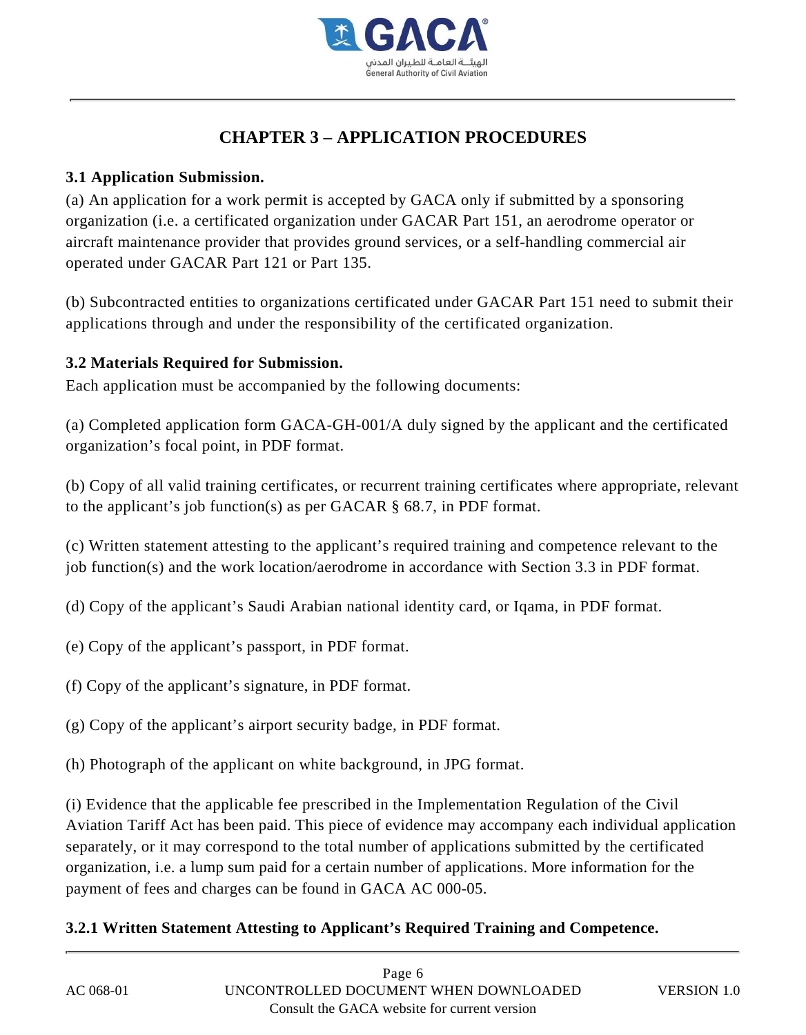# CHAPTER 3 – APPLICATION PROCEDURES

**3.1 Application Submission.**

(a) An application for a work permit is accepted by GACA only if submitted by a sponsoring organization (i.e. a certificated organization under GACAR Part 151, an aerodrome operator or aircraft maintenance provider that provides ground services, or a self-handling commercial air operated under GACAR Part 121 or Part 135.

(b) Subcontracted entities to organizations certificated under GACAR Part 151 need to submit their applications through and under the responsibility of the certificated organization.

**3.2 Materials Required for Submission.**

Each application must be accompanied by the following documents:

(a) Completed application form GACA-GH-001/A duly signed by the applicant and the certificated organization's focal point, in PDF format.

(b) Copy of all valid training certificates, or recurrent training certificates where appropriate, relevant to the applicant's job function(s) as per GACAR § 68.7, in PDF format.

(c) Written statement attesting to the applicant's required training and competence relevant to the job function(s) and the work location/aerodrome in accordance with Section 3.3 in PDF format.

(d) Copy of the applicant's Saudi Arabian national identity card, or Iqama, in PDF format.

(e) Copy of the applicant's passport, in PDF format.

(f) Copy of the applicant's signature, in PDF format.

(g) Copy of the applicant's airport security badge, in PDF format.

(h) Photograph of the applicant on white background, in JPG format.

(i) Evidence that the applicable fee prescribed in the Implementation Regulation of the Civil Aviation Tariff Act has been paid. This piece of evidence may accompany each individual application separately, or it may correspond to the total number of applications submitted by the certificated organization, i.e. a lump sum paid for a certain number of applications. More information for the payment of fees and charges can be found in GACA AC 000-05.

**3.2.1 Written Statement Attesting to Applicant's Required Training and Competence.**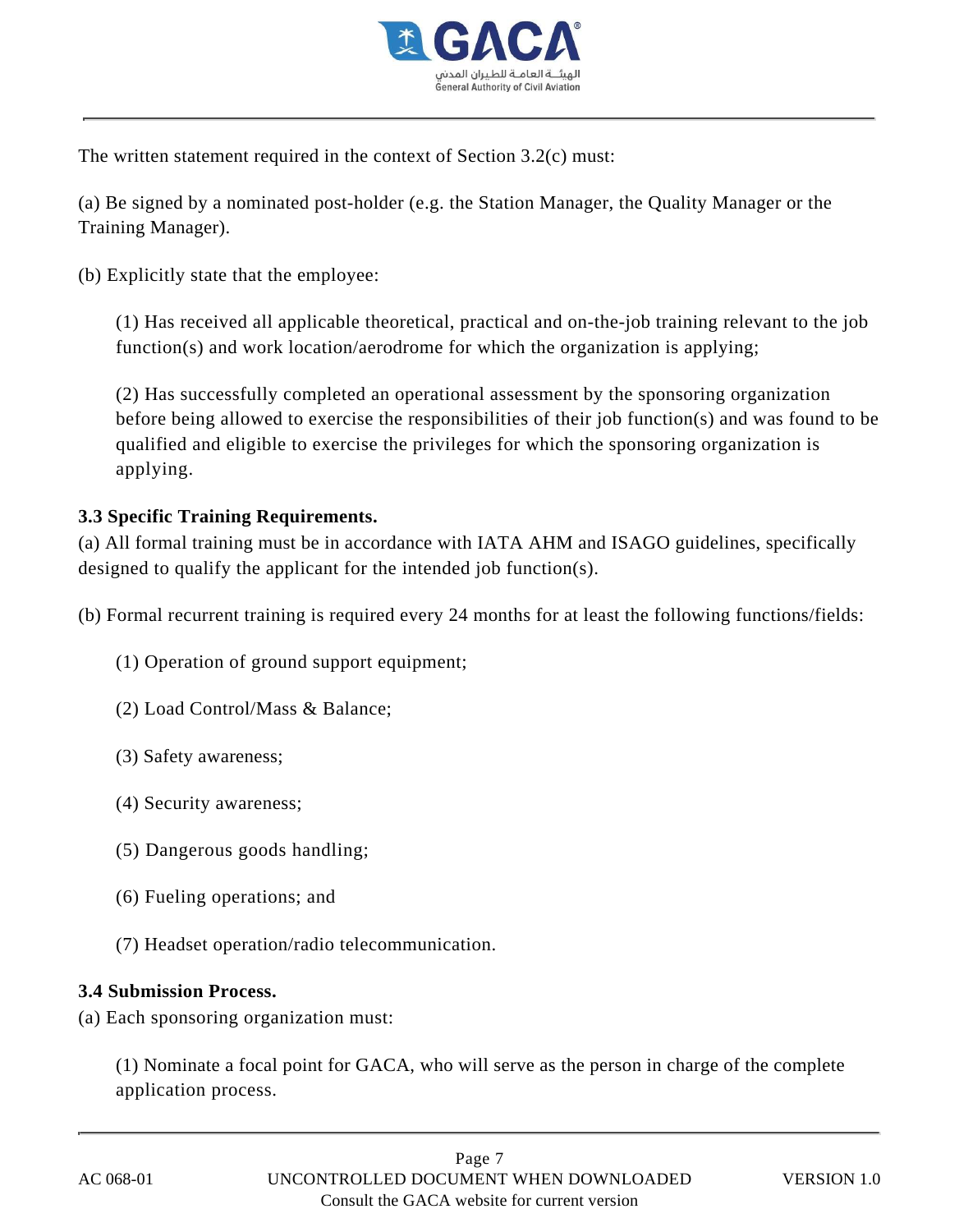The written statement required in the context of Section 3.2(c) must:

(a) Be signed by a nominated post-holder (e.g. the Station Manager, the Quality Manager or the Training Manager).

(b) Explicitly state that the employee:

(1) Has received all applicable theoretical, practical and on-the-job training relevant to the job function(s) and work location/aerodrome for which the organization is applying;

(2) Has successfully completed an operational assessment by the sponsoring organization before being allowed to exercise the responsibilities of their job function(s) and was found to be qualified and eligible to exercise the privileges for which the sponsoring organization is applying.

**3.3 Specific Training Requirements.**

(a) All formal training must be in accordance with IATA AHM and ISAGO guidelines, specifically designed to qualify the applicant for the intended job function(s).

(b) Formal recurrent training is required every 24 months for at least the following functions/fields:

(1) Operation of ground support equipment;

(2) Load Control/Mass & Balance;

(3) Safety awareness;

(4) Security awareness;

(5) Dangerous goods handling;

(6) Fueling operations; and

(7) Headset operation/radio telecommunication.

**3.4 Submission Process.**

(a) Each sponsoring organization must:

(1) Nominate a focal point for GACA, who will serve as the person in charge of the complete application process.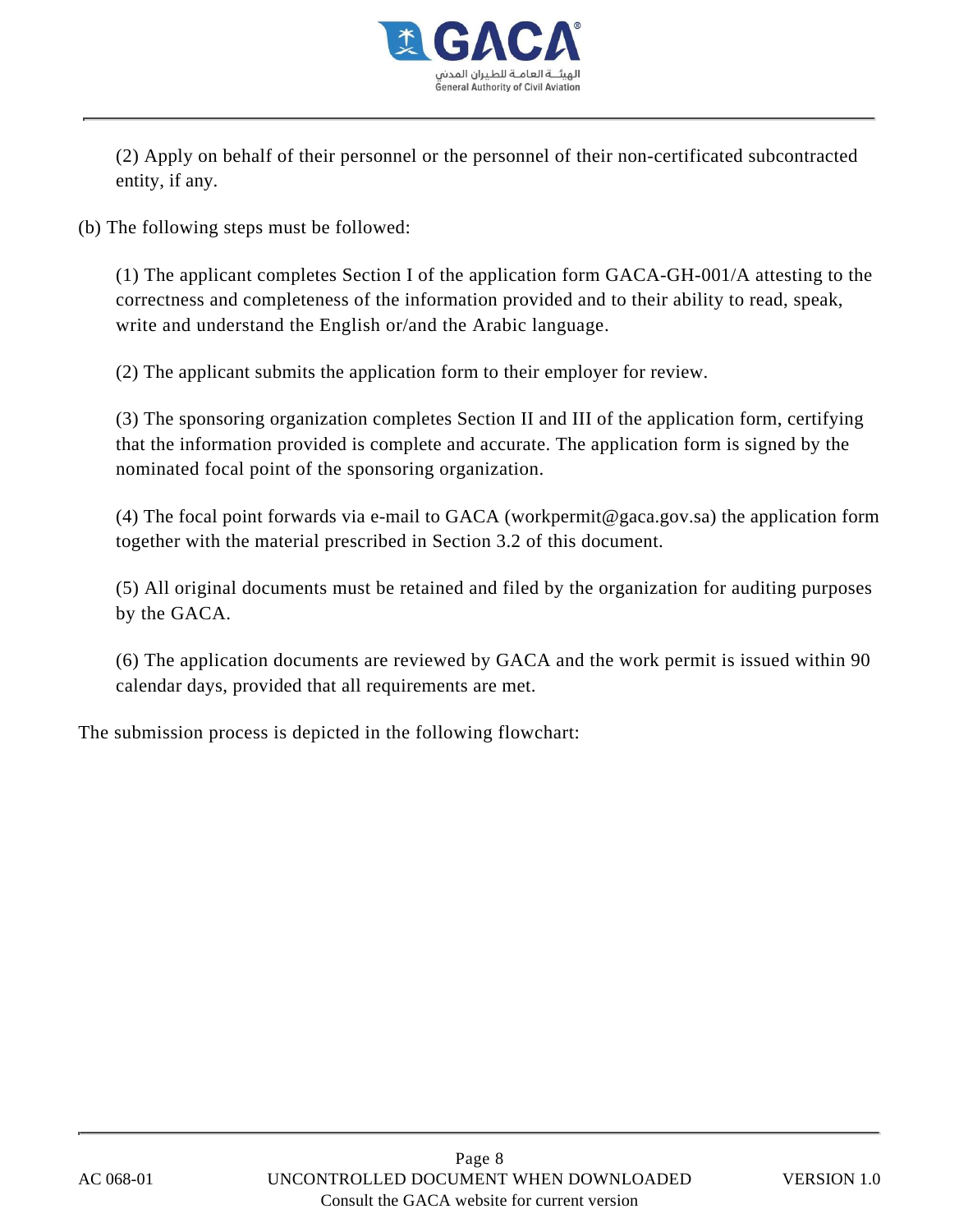(2) Apply on behalf of their personnel or the personnel of their non-certificated subcontracted entity, if any.

(b) The following steps must be followed:

(1) The applicant completes Section I of the application form GACA-GH-001/A attesting to the correctness and completeness of the information provided and to their ability to read, speak, write and understand the English or/and the Arabic language.

(2) The applicant submits the application form to their employer for review.

(3) The sponsoring organization completes Section II and III of the application form, certifying that the information provided is complete and accurate. The application form is signed by the nominated focal point of the sponsoring organization.

(4) The focal point forwards via e-mail to GACA (workpermit@gaca.gov.sa) the application form together with the material prescribed in Section 3.2 of this document.

(5) All original documents must be retained and filed by the organization for auditing purposes by the GACA.

(6) The application documents are reviewed by GACA and the work permit is issued within 90 calendar days, provided that all requirements are met.

The submission process is depicted in the following flowchart: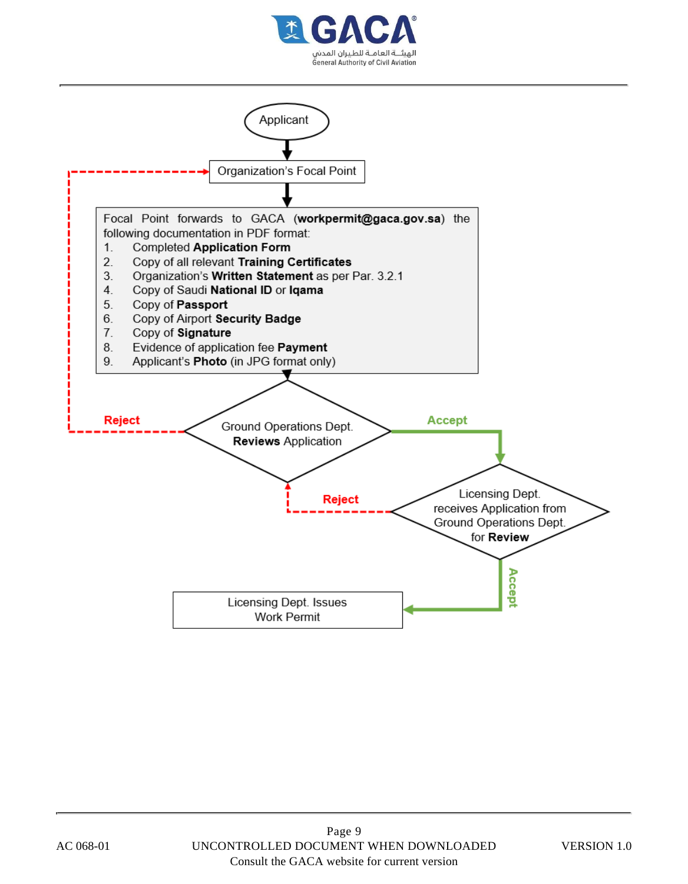Applicant

Organization's Focal Point

Focal Point forwards to GACA (**workpermit@gaca.gov.sa**) the following documentation in PDF format:

1. Completed **Application Form**
2. Copy of all relevant **Training Certificates**
3. Organization's **Written Statement** as per Par. 3.2.1
4. Copy of Saudi **National ID** or **Iqama**
5. Copy of **Passport**
6. Copy of Airport **Security Badge**
7. Copy of **Signature**
8. Evidence of application fee **Payment**
9. Applicant's **Photo** (in JPG format only)

Ground Operations Dept. **Reviews** Application

**Reject** → Organization's Focal Point

**Accept** → Licensing Dept. receives Application from Ground Operations Dept. for **Review**

**Reject** → Ground Operations Dept. **Reviews** Application

**Accept** → Licensing Dept. Issues Work Permit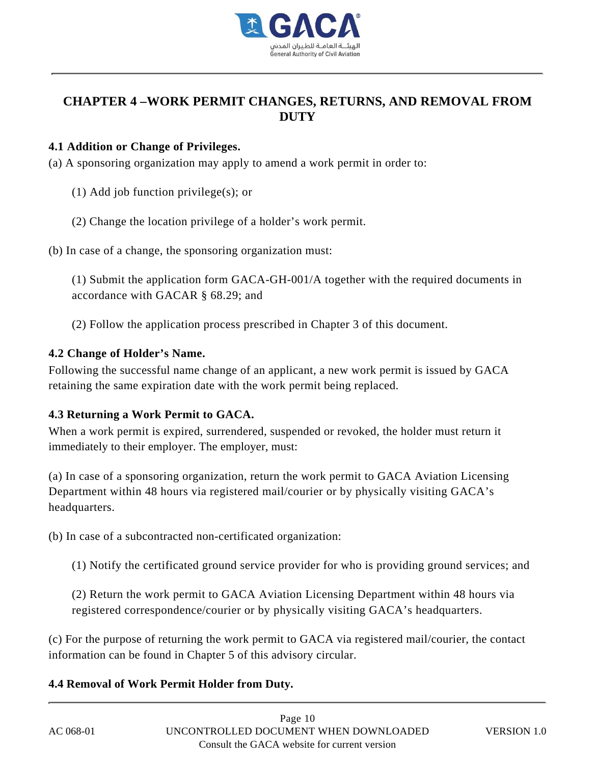## CHAPTER 4 –WORK PERMIT CHANGES, RETURNS, AND REMOVAL FROM DUTY

### 4.1 Addition or Change of Privileges.

(a) A sponsoring organization may apply to amend a work permit in order to:

(1) Add job function privilege(s); or

(2) Change the location privilege of a holder's work permit.

(b) In case of a change, the sponsoring organization must:

(1) Submit the application form GACA-GH-001/A together with the required documents in accordance with GACAR § 68.29; and

(2) Follow the application process prescribed in Chapter 3 of this document.

### 4.2 Change of Holder's Name.

Following the successful name change of an applicant, a new work permit is issued by GACA retaining the same expiration date with the work permit being replaced.

### 4.3 Returning a Work Permit to GACA.

When a work permit is expired, surrendered, suspended or revoked, the holder must return it immediately to their employer. The employer, must:

(a) In case of a sponsoring organization, return the work permit to GACA Aviation Licensing Department within 48 hours via registered mail/courier or by physically visiting GACA's headquarters.

(b) In case of a subcontracted non-certificated organization:

(1) Notify the certificated ground service provider for who is providing ground services; and

(2) Return the work permit to GACA Aviation Licensing Department within 48 hours via registered correspondence/courier or by physically visiting GACA's headquarters.

(c) For the purpose of returning the work permit to GACA via registered mail/courier, the contact information can be found in Chapter 5 of this advisory circular.

### 4.4 Removal of Work Permit Holder from Duty.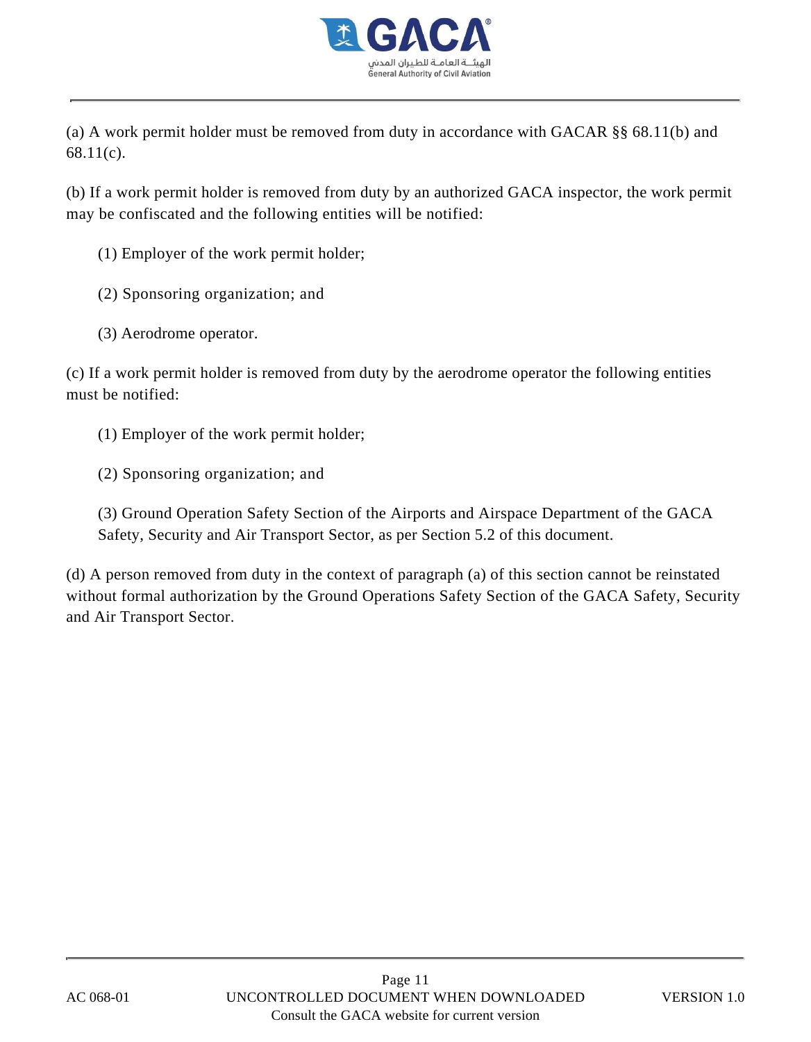(a) A work permit holder must be removed from duty in accordance with GACAR §§ 68.11(b) and 68.11(c).

(b) If a work permit holder is removed from duty by an authorized GACA inspector, the work permit may be confiscated and the following entities will be notified:

(1) Employer of the work permit holder;

(2) Sponsoring organization; and

(3) Aerodrome operator.

(c) If a work permit holder is removed from duty by the aerodrome operator the following entities must be notified:

(1) Employer of the work permit holder;

(2) Sponsoring organization; and

(3) Ground Operation Safety Section of the Airports and Airspace Department of the GACA Safety, Security and Air Transport Sector, as per Section 5.2 of this document.

(d) A person removed from duty in the context of paragraph (a) of this section cannot be reinstated without formal authorization by the Ground Operations Safety Section of the GACA Safety, Security and Air Transport Sector.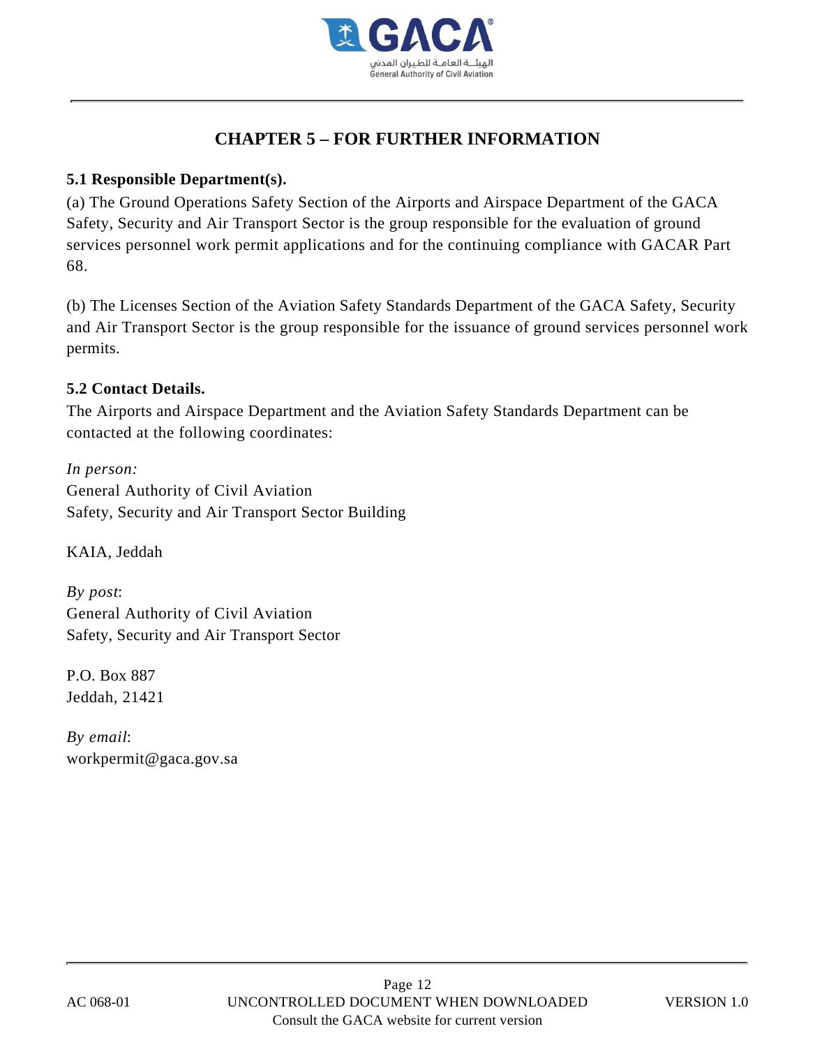# CHAPTER 5 – FOR FURTHER INFORMATION

**5.1 Responsible Department(s).**

(a) The Ground Operations Safety Section of the Airports and Airspace Department of the GACA Safety, Security and Air Transport Sector is the group responsible for the evaluation of ground services personnel work permit applications and for the continuing compliance with GACAR Part 68.

(b) The Licenses Section of the Aviation Safety Standards Department of the GACA Safety, Security and Air Transport Sector is the group responsible for the issuance of ground services personnel work permits.

**5.2 Contact Details.**

The Airports and Airspace Department and the Aviation Safety Standards Department can be contacted at the following coordinates:

*In person:*
General Authority of Civil Aviation
Safety, Security and Air Transport Sector Building

KAIA, Jeddah

*By post*:
General Authority of Civil Aviation
Safety, Security and Air Transport Sector

P.O. Box 887
Jeddah, 21421

*By email*:
workpermit@gaca.gov.sa